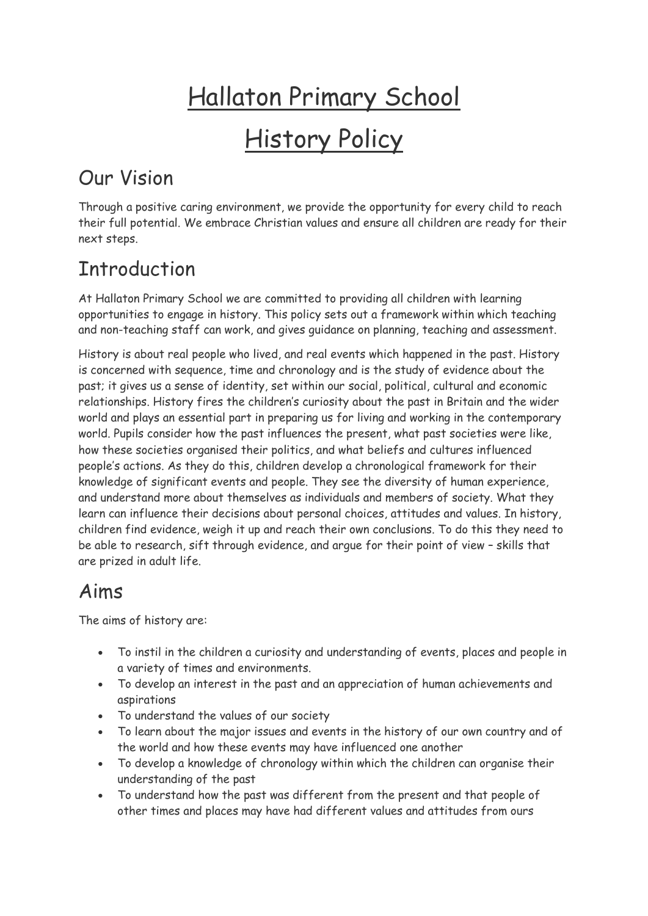# Hallaton Primary School

# History Policy

## Our Vision

Through a positive caring environment, we provide the opportunity for every child to reach their full potential. We embrace Christian values and ensure all children are ready for their next steps.

## Introduction

At Hallaton Primary School we are committed to providing all children with learning opportunities to engage in history. This policy sets out a framework within which teaching and non-teaching staff can work, and gives guidance on planning, teaching and assessment.

History is about real people who lived, and real events which happened in the past. History is concerned with sequence, time and chronology and is the study of evidence about the past; it gives us a sense of identity, set within our social, political, cultural and economic relationships. History fires the children's curiosity about the past in Britain and the wider world and plays an essential part in preparing us for living and working in the contemporary world. Pupils consider how the past influences the present, what past societies were like, how these societies organised their politics, and what beliefs and cultures influenced people's actions. As they do this, children develop a chronological framework for their knowledge of significant events and people. They see the diversity of human experience, and understand more about themselves as individuals and members of society. What they learn can influence their decisions about personal choices, attitudes and values. In history, children find evidence, weigh it up and reach their own conclusions. To do this they need to be able to research, sift through evidence, and argue for their point of view – skills that are prized in adult life.

## Aims

The aims of history are:

- To instil in the children a curiosity and understanding of events, places and people in a variety of times and environments.
- To develop an interest in the past and an appreciation of human achievements and aspirations
- To understand the values of our society
- To learn about the major issues and events in the history of our own country and of the world and how these events may have influenced one another
- To develop a knowledge of chronology within which the children can organise their understanding of the past
- To understand how the past was different from the present and that people of other times and places may have had different values and attitudes from ours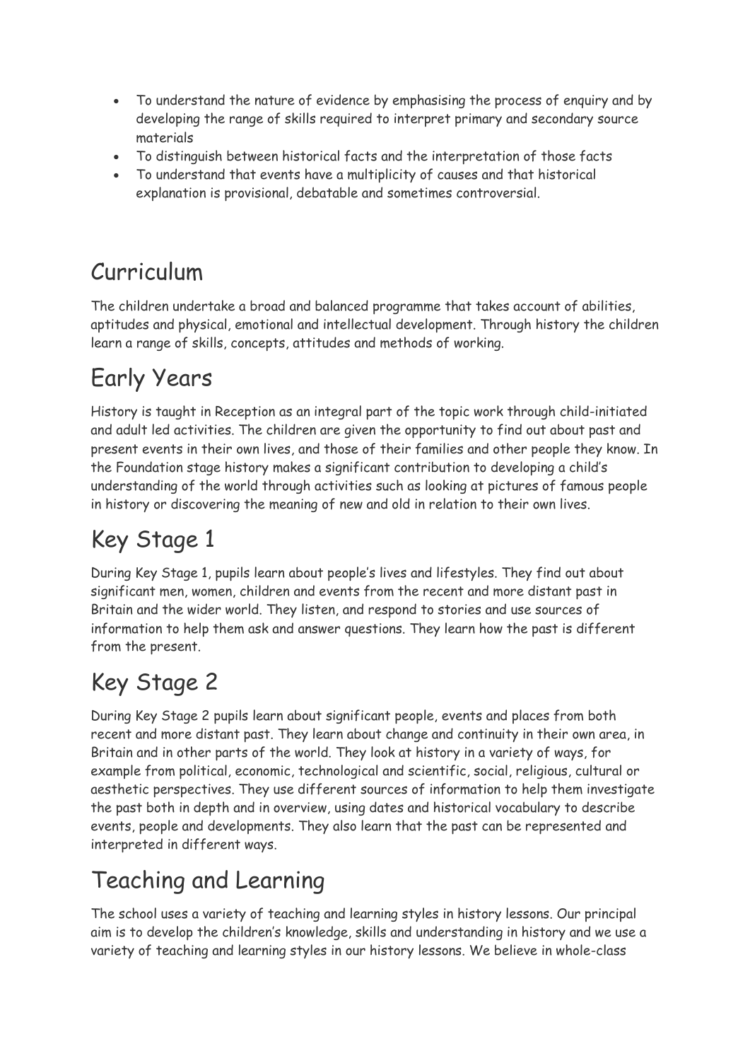- To understand the nature of evidence by emphasising the process of enquiry and by developing the range of skills required to interpret primary and secondary source materials
- To distinguish between historical facts and the interpretation of those facts
- To understand that events have a multiplicity of causes and that historical explanation is provisional, debatable and sometimes controversial.

# Curriculum

The children undertake a broad and balanced programme that takes account of abilities, aptitudes and physical, emotional and intellectual development. Through history the children learn a range of skills, concepts, attitudes and methods of working.

# Early Years

History is taught in Reception as an integral part of the topic work through child-initiated and adult led activities. The children are given the opportunity to find out about past and present events in their own lives, and those of their families and other people they know. In the Foundation stage history makes a significant contribution to developing a child's understanding of the world through activities such as looking at pictures of famous people in history or discovering the meaning of new and old in relation to their own lives.

# Key Stage 1

During Key Stage 1, pupils learn about people's lives and lifestyles. They find out about significant men, women, children and events from the recent and more distant past in Britain and the wider world. They listen, and respond to stories and use sources of information to help them ask and answer questions. They learn how the past is different from the present.

# Key Stage 2

During Key Stage 2 pupils learn about significant people, events and places from both recent and more distant past. They learn about change and continuity in their own area, in Britain and in other parts of the world. They look at history in a variety of ways, for example from political, economic, technological and scientific, social, religious, cultural or aesthetic perspectives. They use different sources of information to help them investigate the past both in depth and in overview, using dates and historical vocabulary to describe events, people and developments. They also learn that the past can be represented and interpreted in different ways.

# Teaching and Learning

The school uses a variety of teaching and learning styles in history lessons. Our principal aim is to develop the children's knowledge, skills and understanding in history and we use a variety of teaching and learning styles in our history lessons. We believe in whole-class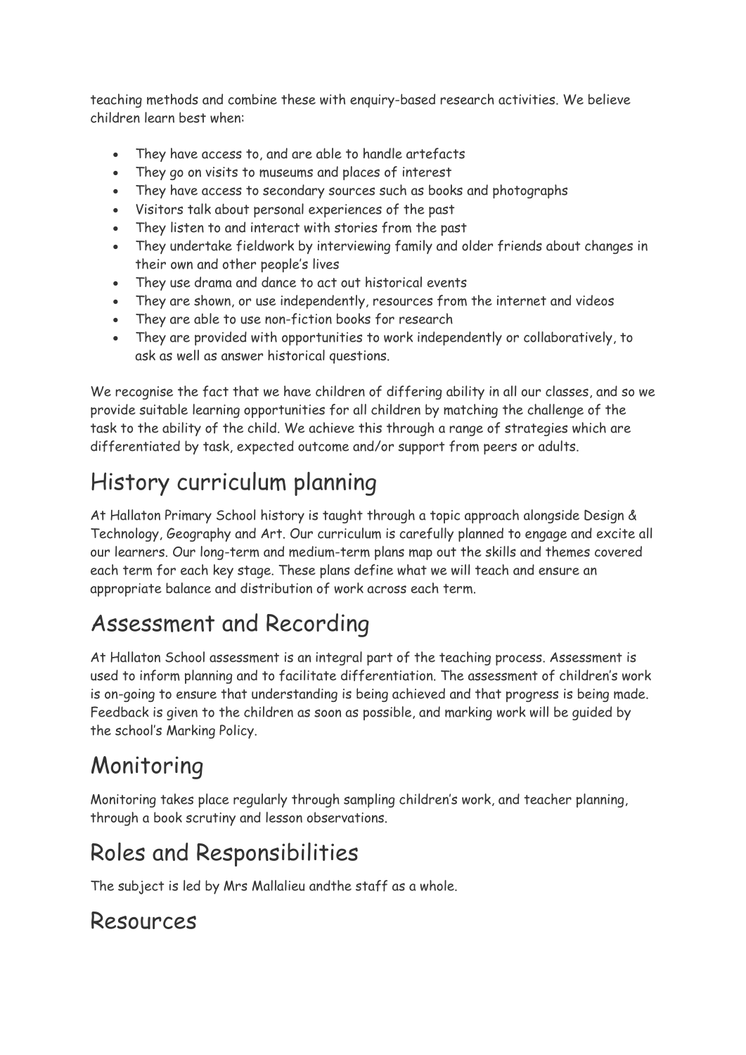teaching methods and combine these with enquiry-based research activities. We believe children learn best when:

- They have access to, and are able to handle artefacts
- They go on visits to museums and places of interest
- They have access to secondary sources such as books and photographs
- Visitors talk about personal experiences of the past
- They listen to and interact with stories from the past
- They undertake fieldwork by interviewing family and older friends about changes in their own and other people's lives
- They use drama and dance to act out historical events
- They are shown, or use independently, resources from the internet and videos
- They are able to use non-fiction books for research
- They are provided with opportunities to work independently or collaboratively, to ask as well as answer historical questions.

We recognise the fact that we have children of differing ability in all our classes, and so we provide suitable learning opportunities for all children by matching the challenge of the task to the ability of the child. We achieve this through a range of strategies which are differentiated by task, expected outcome and/or support from peers or adults.

# History curriculum planning

At Hallaton Primary School history is taught through a topic approach alongside Design & Technology, Geography and Art. Our curriculum is carefully planned to engage and excite all our learners. Our long-term and medium-term plans map out the skills and themes covered each term for each key stage. These plans define what we will teach and ensure an appropriate balance and distribution of work across each term.

# Assessment and Recording

At Hallaton School assessment is an integral part of the teaching process. Assessment is used to inform planning and to facilitate differentiation. The assessment of children's work is on-going to ensure that understanding is being achieved and that progress is being made. Feedback is given to the children as soon as possible, and marking work will be guided by the school's Marking Policy.

# Monitoring

Monitoring takes place regularly through sampling children's work, and teacher planning, through a book scrutiny and lesson observations.

# Roles and Responsibilities

The subject is led by Mrs Mallalieu andthe staff as a whole.

# Resources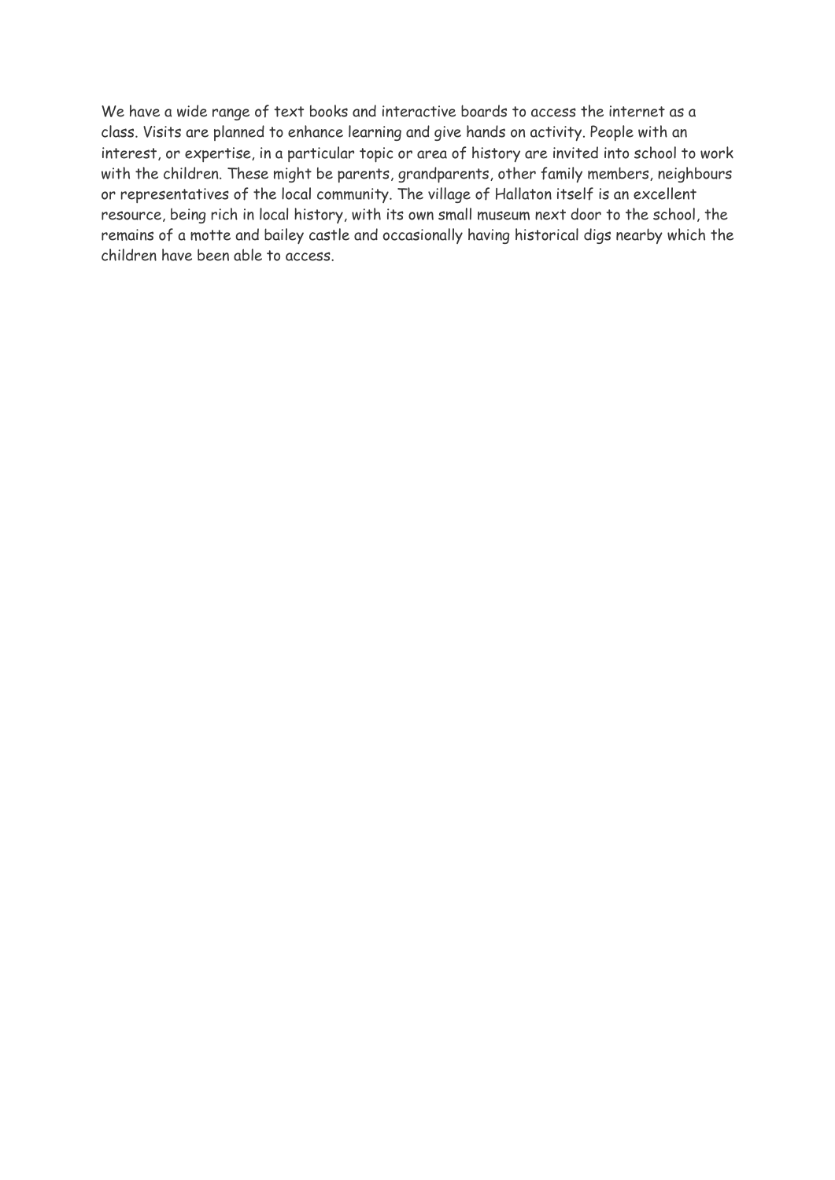We have a wide range of text books and interactive boards to access the internet as a class. Visits are planned to enhance learning and give hands on activity. People with an interest, or expertise, in a particular topic or area of history are invited into school to work with the children. These might be parents, grandparents, other family members, neighbours or representatives of the local community. The village of Hallaton itself is an excellent resource, being rich in local history, with its own small museum next door to the school, the remains of a motte and bailey castle and occasionally having historical digs nearby which the children have been able to access.